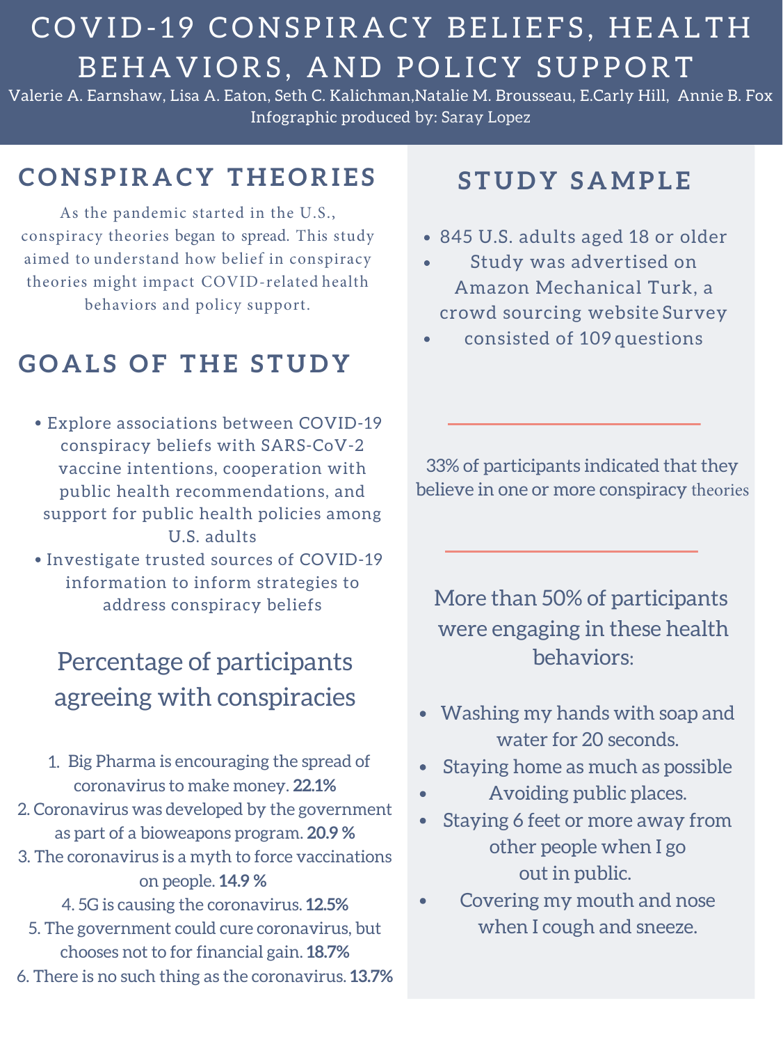# COVID-19 CONSPIRACY BELIEFS, HEALTH BEHAVIORS, AND POLICY SUPPORT

Valerie A. Earnshaw, Lisa A. Eaton, Seth C. Kalichman, Natalie M. Brousseau, E. Carly Hill, Annie B. Fox
Infographic produced by: Saray Lopez

## CONSPIRACY THEORIES

As the pandemic started in the U.S., conspiracy theories began to spread. This study aimed to understand how belief in conspiracy theories might impact COVID-related health behaviors and policy support.

## GOALS OF THE STUDY

- Explore associations between COVID-19 conspiracy beliefs with SARS-CoV-2 vaccine intentions, cooperation with public health recommendations, and support for public health policies among U.S. adults
- Investigate trusted sources of COVID-19 information to inform strategies to address conspiracy beliefs

### Percentage of participants agreeing with conspiracies

1. Big Pharma is encouraging the spread of coronavirus to make money. **22.1%**
2. Coronavirus was developed by the government as part of a bioweapons program. **20.9 %**
3. The coronavirus is a myth to force vaccinations on people. **14.9 %**
4. 5G is causing the coronavirus. **12.5%**
5. The government could cure coronavirus, but chooses not to for financial gain. **18.7%**
6. There is no such thing as the coronavirus. **13.7%**

## STUDY SAMPLE

- 845 U.S. adults aged 18 or older
- Study was advertised on Amazon Mechanical Turk, a crowd sourcing website
- Survey consisted of 109 questions

33% of participants indicated that they believe in one or more conspiracy theories

More than 50% of participants were engaging in these health behaviors:

- Washing my hands with soap and water for 20 seconds.
- Staying home as much as possible
- Avoiding public places.
- Staying 6 feet or more away from other people when I go out in public.
- Covering my mouth and nose when I cough and sneeze.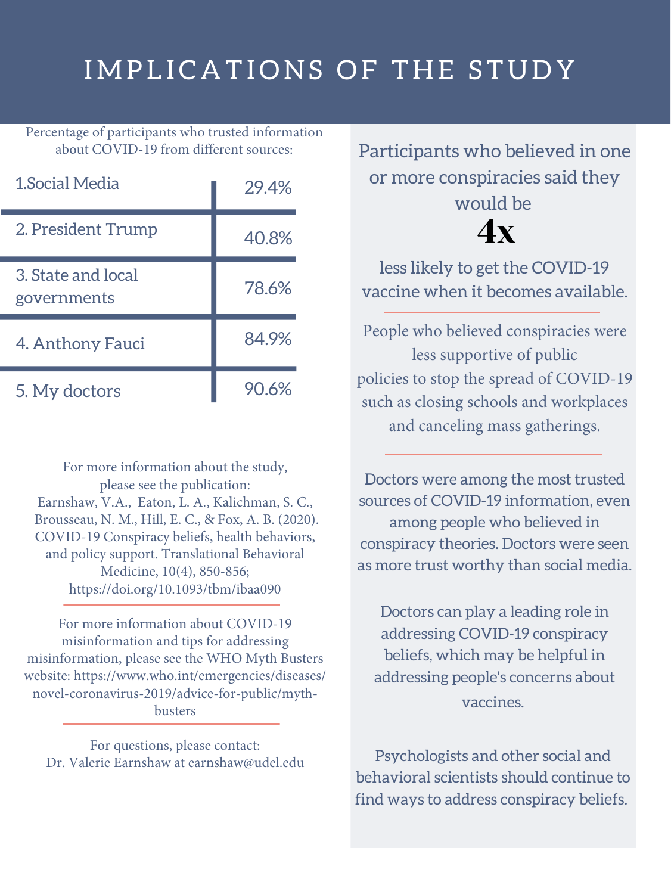# IMPLICATIONS OF THE STUDY

Percentage of participants who trusted information about COVID-19 from different sources:

| | |
|---|---|
| 1.Social Media | 29.4% |
| 2. President Trump | 40.8% |
| 3. State and local governments | 78.6% |
| 4. Anthony Fauci | 84.9% |
| 5. My doctors | 90.6% |

For more information about the study, please see the publication:
Earnshaw, V.A., Eaton, L. A., Kalichman, S. C., Brousseau, N. M., Hill, E. C., & Fox, A. B. (2020). COVID-19 Conspiracy beliefs, health behaviors, and policy support. Translational Behavioral Medicine, 10(4), 850-856; https://doi.org/10.1093/tbm/ibaa090

For more information about COVID-19 misinformation and tips for addressing misinformation, please see the WHO Myth Busters website: https://www.who.int/emergencies/diseases/novel-coronavirus-2019/advice-for-public/myth-busters

For questions, please contact:
Dr. Valerie Earnshaw at earnshaw@udel.edu

Participants who believed in one or more conspiracies said they would be

**4x**

less likely to get the COVID-19 vaccine when it becomes available.

People who believed conspiracies were less supportive of public policies to stop the spread of COVID-19 such as closing schools and workplaces and canceling mass gatherings.

Doctors were among the most trusted sources of COVID-19 information, even among people who believed in conspiracy theories. Doctors were seen as more trust worthy than social media.

Doctors can play a leading role in addressing COVID-19 conspiracy beliefs, which may be helpful in addressing people's concerns about vaccines.

Psychologists and other social and behavioral scientists should continue to find ways to address conspiracy beliefs.